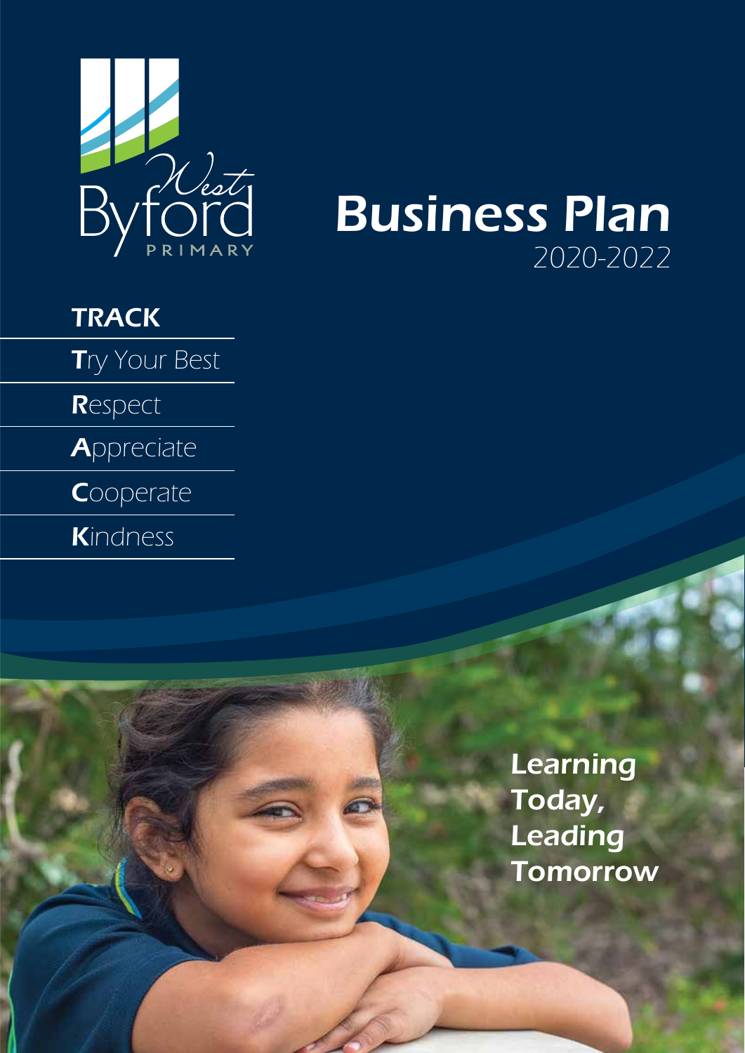West Byford PRIMARY

# Business Plan

2020-2022

## TRACK

**T**ry Your Best

**R**espect

**A**ppreciate

**C**ooperate

**K**indness

*Learning Today, Leading Tomorrow*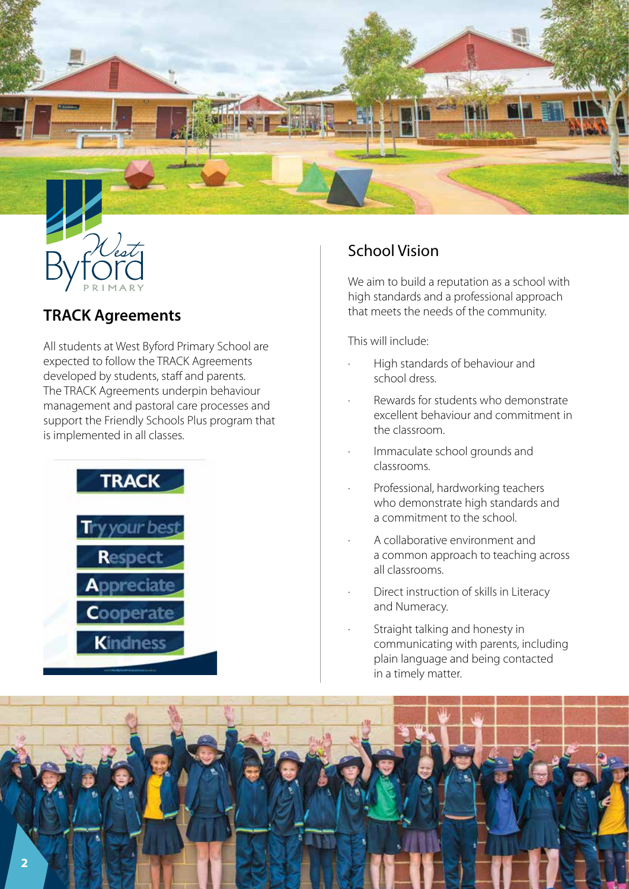## TRACK Agreements

All students at West Byford Primary School are expected to follow the TRACK Agreements developed by students, staff and parents. The TRACK Agreements underpin behaviour management and pastoral care processes and support the Friendly Schools Plus program that is implemented in all classes.

**TRACK**

- **T**ry your best
- **R**espect
- **A**ppreciate
- **C**ooperate
- **K**indness

## School Vision

We aim to build a reputation as a school with high standards and a professional approach that meets the needs of the community.

This will include:

- High standards of behaviour and school dress.
- Rewards for students who demonstrate excellent behaviour and commitment in the classroom.
- Immaculate school grounds and classrooms.
- Professional, hardworking teachers who demonstrate high standards and a commitment to the school.
- A collaborative environment and a common approach to teaching across all classrooms.
- Direct instruction of skills in Literacy and Numeracy.
- Straight talking and honesty in communicating with parents, including plain language and being contacted in a timely matter.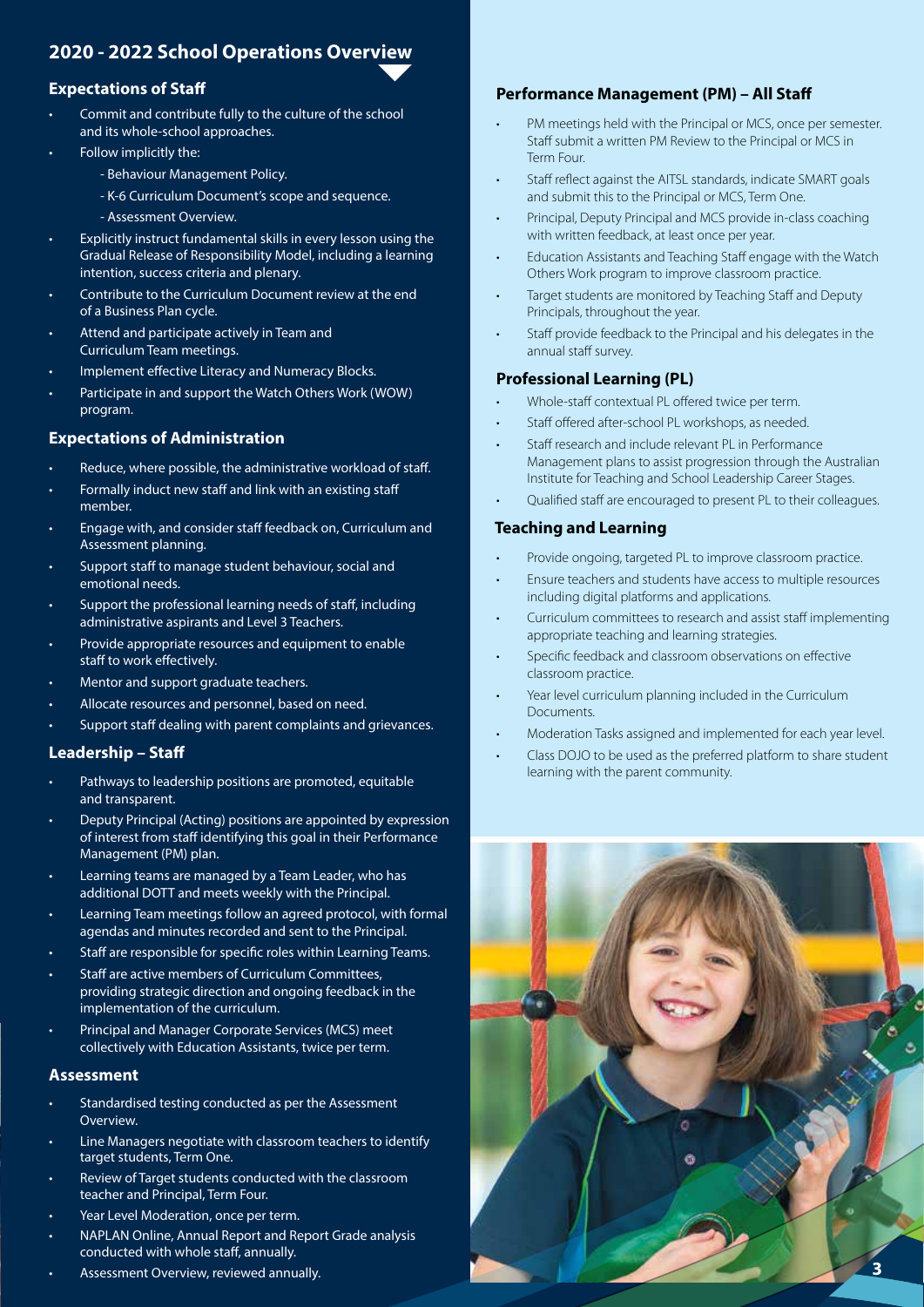# 2020 - 2022 School Operations Overview

## Expectations of Staff

- Commit and contribute fully to the culture of the school and its whole-school approaches.
- Follow implicitly the:
  - Behaviour Management Policy.
  - K-6 Curriculum Document's scope and sequence.
  - Assessment Overview.
- Explicitly instruct fundamental skills in every lesson using the Gradual Release of Responsibility Model, including a learning intention, success criteria and plenary.
- Contribute to the Curriculum Document review at the end of a Business Plan cycle.
- Attend and participate actively in Team and Curriculum Team meetings.
- Implement effective Literacy and Numeracy Blocks.
- Participate in and support the Watch Others Work (WOW) program.

## Expectations of Administration

- Reduce, where possible, the administrative workload of staff.
- Formally induct new staff and link with an existing staff member.
- Engage with, and consider staff feedback on, Curriculum and Assessment planning.
- Support staff to manage student behaviour, social and emotional needs.
- Support the professional learning needs of staff, including administrative aspirants and Level 3 Teachers.
- Provide appropriate resources and equipment to enable staff to work effectively.
- Mentor and support graduate teachers.
- Allocate resources and personnel, based on need.
- Support staff dealing with parent complaints and grievances.

## Leadership – Staff

- Pathways to leadership positions are promoted, equitable and transparent.
- Deputy Principal (Acting) positions are appointed by expression of interest from staff identifying this goal in their Performance Management (PM) plan.
- Learning teams are managed by a Team Leader, who has additional DOTT and meets weekly with the Principal.
- Learning Team meetings follow an agreed protocol, with formal agendas and minutes recorded and sent to the Principal.
- Staff are responsible for specific roles within Learning Teams.
- Staff are active members of Curriculum Committees, providing strategic direction and ongoing feedback in the implementation of the curriculum.
- Principal and Manager Corporate Services (MCS) meet collectively with Education Assistants, twice per term.

## Assessment

- Standardised testing conducted as per the Assessment Overview.
- Line Managers negotiate with classroom teachers to identify target students, Term One.
- Review of Target students conducted with the classroom teacher and Principal, Term Four.
- Year Level Moderation, once per term.
- NAPLAN Online, Annual Report and Report Grade analysis conducted with whole staff, annually.
- Assessment Overview, reviewed annually.

## Performance Management (PM) – All Staff

- PM meetings held with the Principal or MCS, once per semester. Staff submit a written PM Review to the Principal or MCS in Term Four.
- Staff reflect against the AITSL standards, indicate SMART goals and submit this to the Principal or MCS, Term One.
- Principal, Deputy Principal and MCS provide in-class coaching with written feedback, at least once per year.
- Education Assistants and Teaching Staff engage with the Watch Others Work program to improve classroom practice.
- Target students are monitored by Teaching Staff and Deputy Principals, throughout the year.
- Staff provide feedback to the Principal and his delegates in the annual staff survey.

## Professional Learning (PL)

- Whole-staff contextual PL offered twice per term.
- Staff offered after-school PL workshops, as needed.
- Staff research and include relevant PL in Performance Management plans to assist progression through the Australian Institute for Teaching and School Leadership Career Stages.
- Qualified staff are encouraged to present PL to their colleagues.

## Teaching and Learning

- Provide ongoing, targeted PL to improve classroom practice.
- Ensure teachers and students have access to multiple resources including digital platforms and applications.
- Curriculum committees to research and assist staff implementing appropriate teaching and learning strategies.
- Specific feedback and classroom observations on effective classroom practice.
- Year level curriculum planning included in the Curriculum Documents.
- Moderation Tasks assigned and implemented for each year level.
- Class DOJO to be used as the preferred platform to share student learning with the parent community.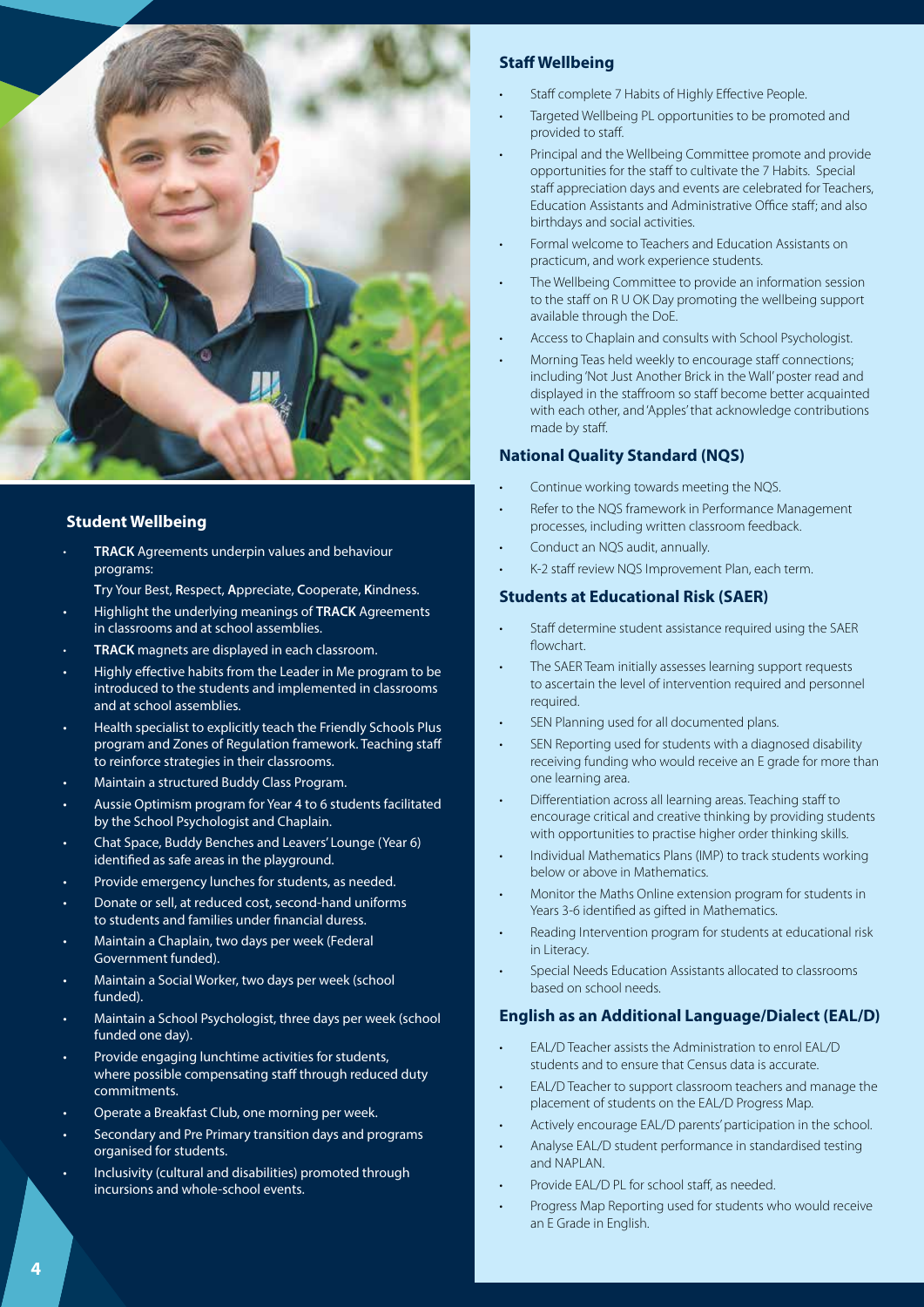## Student Wellbeing

- **TRACK** Agreements underpin values and behaviour programs:

  **T**ry Your Best, **R**espect, **A**ppreciate, **C**ooperate, **K**indness.
- Highlight the underlying meanings of **TRACK** Agreements in classrooms and at school assemblies.
- **TRACK** magnets are displayed in each classroom.
- Highly effective habits from the Leader in Me program to be introduced to the students and implemented in classrooms and at school assemblies.
- Health specialist to explicitly teach the Friendly Schools Plus program and Zones of Regulation framework. Teaching staff to reinforce strategies in their classrooms.
- Maintain a structured Buddy Class Program.
- Aussie Optimism program for Year 4 to 6 students facilitated by the School Psychologist and Chaplain.
- Chat Space, Buddy Benches and Leavers' Lounge (Year 6) identified as safe areas in the playground.
- Provide emergency lunches for students, as needed.
- Donate or sell, at reduced cost, second-hand uniforms to students and families under financial duress.
- Maintain a Chaplain, two days per week (Federal Government funded).
- Maintain a Social Worker, two days per week (school funded).
- Maintain a School Psychologist, three days per week (school funded one day).
- Provide engaging lunchtime activities for students, where possible compensating staff through reduced duty commitments.
- Operate a Breakfast Club, one morning per week.
- Secondary and Pre Primary transition days and programs organised for students.
- Inclusivity (cultural and disabilities) promoted through incursions and whole-school events.

## Staff Wellbeing

- Staff complete 7 Habits of Highly Effective People.
- Targeted Wellbeing PL opportunities to be promoted and provided to staff.
- Principal and the Wellbeing Committee promote and provide opportunities for the staff to cultivate the 7 Habits. Special staff appreciation days and events are celebrated for Teachers, Education Assistants and Administrative Office staff; and also birthdays and social activities.
- Formal welcome to Teachers and Education Assistants on practicum, and work experience students.
- The Wellbeing Committee to provide an information session to the staff on R U OK Day promoting the wellbeing support available through the DoE.
- Access to Chaplain and consults with School Psychologist.
- Morning Teas held weekly to encourage staff connections; including 'Not Just Another Brick in the Wall' poster read and displayed in the staffroom so staff become better acquainted with each other, and 'Apples' that acknowledge contributions made by staff.

## National Quality Standard (NQS)

- Continue working towards meeting the NQS.
- Refer to the NQS framework in Performance Management processes, including written classroom feedback.
- Conduct an NQS audit, annually.
- K-2 staff review NQS Improvement Plan, each term.

## Students at Educational Risk (SAER)

- Staff determine student assistance required using the SAER flowchart.
- The SAER Team initially assesses learning support requests to ascertain the level of intervention required and personnel required.
- SEN Planning used for all documented plans.
- SEN Reporting used for students with a diagnosed disability receiving funding who would receive an E grade for more than one learning area.
- Differentiation across all learning areas. Teaching staff to encourage critical and creative thinking by providing students with opportunities to practise higher order thinking skills.
- Individual Mathematics Plans (IMP) to track students working below or above in Mathematics.
- Monitor the Maths Online extension program for students in Years 3-6 identified as gifted in Mathematics.
- Reading Intervention program for students at educational risk in Literacy.
- Special Needs Education Assistants allocated to classrooms based on school needs.

## English as an Additional Language/Dialect (EAL/D)

- EAL/D Teacher assists the Administration to enrol EAL/D students and to ensure that Census data is accurate.
- EAL/D Teacher to support classroom teachers and manage the placement of students on the EAL/D Progress Map.
- Actively encourage EAL/D parents' participation in the school.
- Analyse EAL/D student performance in standardised testing and NAPLAN.
- Provide EAL/D PL for school staff, as needed.
- Progress Map Reporting used for students who would receive an E Grade in English.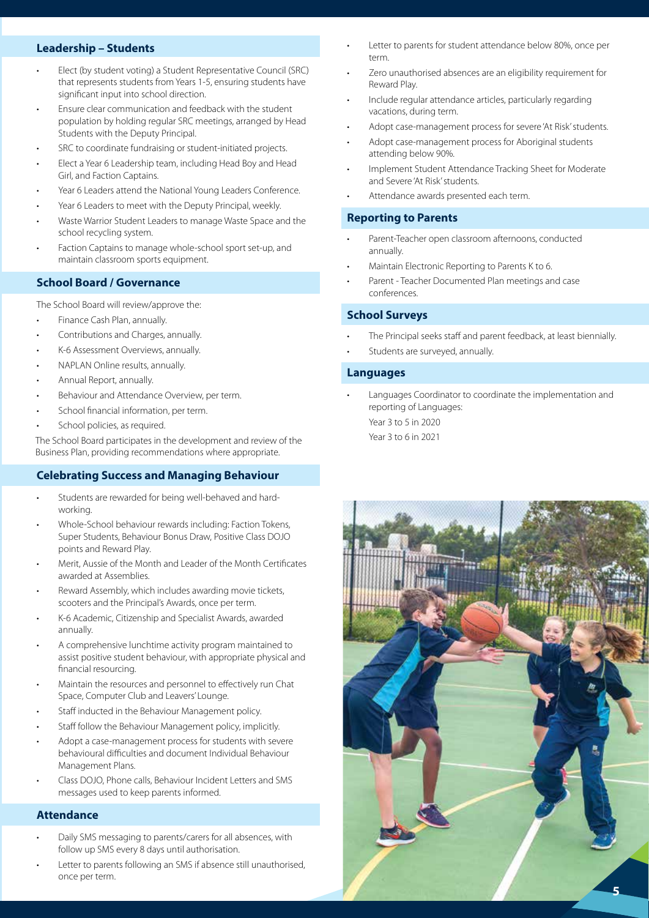## Leadership – Students

- Elect (by student voting) a Student Representative Council (SRC) that represents students from Years 1-5, ensuring students have significant input into school direction.
- Ensure clear communication and feedback with the student population by holding regular SRC meetings, arranged by Head Students with the Deputy Principal.
- SRC to coordinate fundraising or student-initiated projects.
- Elect a Year 6 Leadership team, including Head Boy and Head Girl, and Faction Captains.
- Year 6 Leaders attend the National Young Leaders Conference.
- Year 6 Leaders to meet with the Deputy Principal, weekly.
- Waste Warrior Student Leaders to manage Waste Space and the school recycling system.
- Faction Captains to manage whole-school sport set-up, and maintain classroom sports equipment.

## School Board / Governance

The School Board will review/approve the:

- Finance Cash Plan, annually.
- Contributions and Charges, annually.
- K-6 Assessment Overviews, annually.
- NAPLAN Online results, annually.
- Annual Report, annually.
- Behaviour and Attendance Overview, per term.
- School financial information, per term.
- School policies, as required.

The School Board participates in the development and review of the Business Plan, providing recommendations where appropriate.

## Celebrating Success and Managing Behaviour

- Students are rewarded for being well-behaved and hard-working.
- Whole-School behaviour rewards including: Faction Tokens, Super Students, Behaviour Bonus Draw, Positive Class DOJO points and Reward Play.
- Merit, Aussie of the Month and Leader of the Month Certificates awarded at Assemblies.
- Reward Assembly, which includes awarding movie tickets, scooters and the Principal's Awards, once per term.
- K-6 Academic, Citizenship and Specialist Awards, awarded annually.
- A comprehensive lunchtime activity program maintained to assist positive student behaviour, with appropriate physical and financial resourcing.
- Maintain the resources and personnel to effectively run Chat Space, Computer Club and Leavers' Lounge.
- Staff inducted in the Behaviour Management policy.
- Staff follow the Behaviour Management policy, implicitly.
- Adopt a case-management process for students with severe behavioural difficulties and document Individual Behaviour Management Plans.
- Class DOJO, Phone calls, Behaviour Incident Letters and SMS messages used to keep parents informed.

## Attendance

- Daily SMS messaging to parents/carers for all absences, with follow up SMS every 8 days until authorisation.
- Letter to parents following an SMS if absence still unauthorised, once per term.
- Letter to parents for student attendance below 80%, once per term.
- Zero unauthorised absences are an eligibility requirement for Reward Play.
- Include regular attendance articles, particularly regarding vacations, during term.
- Adopt case-management process for severe 'At Risk' students.
- Adopt case-management process for Aboriginal students attending below 90%.
- Implement Student Attendance Tracking Sheet for Moderate and Severe 'At Risk' students.
- Attendance awards presented each term.

## Reporting to Parents

- Parent-Teacher open classroom afternoons, conducted annually.
- Maintain Electronic Reporting to Parents K to 6.
- Parent - Teacher Documented Plan meetings and case conferences.

## School Surveys

- The Principal seeks staff and parent feedback, at least biennially.
- Students are surveyed, annually.

## Languages

- Languages Coordinator to coordinate the implementation and reporting of Languages:

  Year 3 to 5 in 2020

  Year 3 to 6 in 2021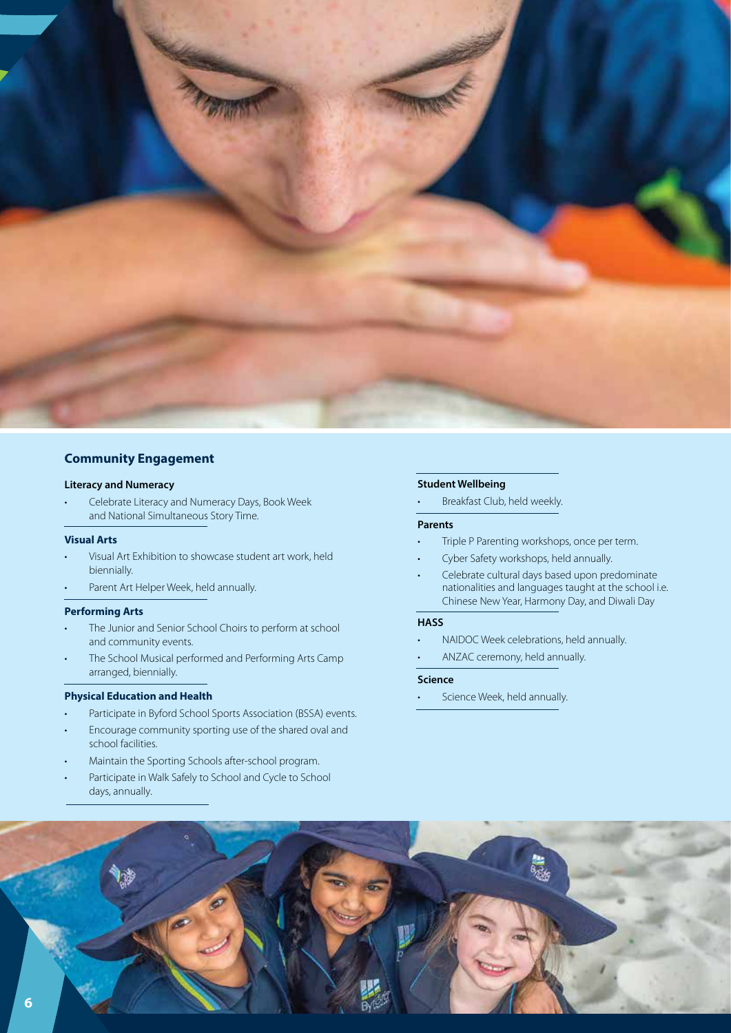## Community Engagement

### Literacy and Numeracy

- Celebrate Literacy and Numeracy Days, Book Week and National Simultaneous Story Time.

### Visual Arts

- Visual Art Exhibition to showcase student art work, held biennially.
- Parent Art Helper Week, held annually.

### Performing Arts

- The Junior and Senior School Choirs to perform at school and community events.
- The School Musical performed and Performing Arts Camp arranged, biennially.

### Physical Education and Health

- Participate in Byford School Sports Association (BSSA) events.
- Encourage community sporting use of the shared oval and school facilities.
- Maintain the Sporting Schools after-school program.
- Participate in Walk Safely to School and Cycle to School days, annually.

### Student Wellbeing

- Breakfast Club, held weekly.

### Parents

- Triple P Parenting workshops, once per term.
- Cyber Safety workshops, held annually.
- Celebrate cultural days based upon predominate nationalities and languages taught at the school i.e. Chinese New Year, Harmony Day, and Diwali Day

### HASS

- NAIDOC Week celebrations, held annually.
- ANZAC ceremony, held annually.

### Science

- Science Week, held annually.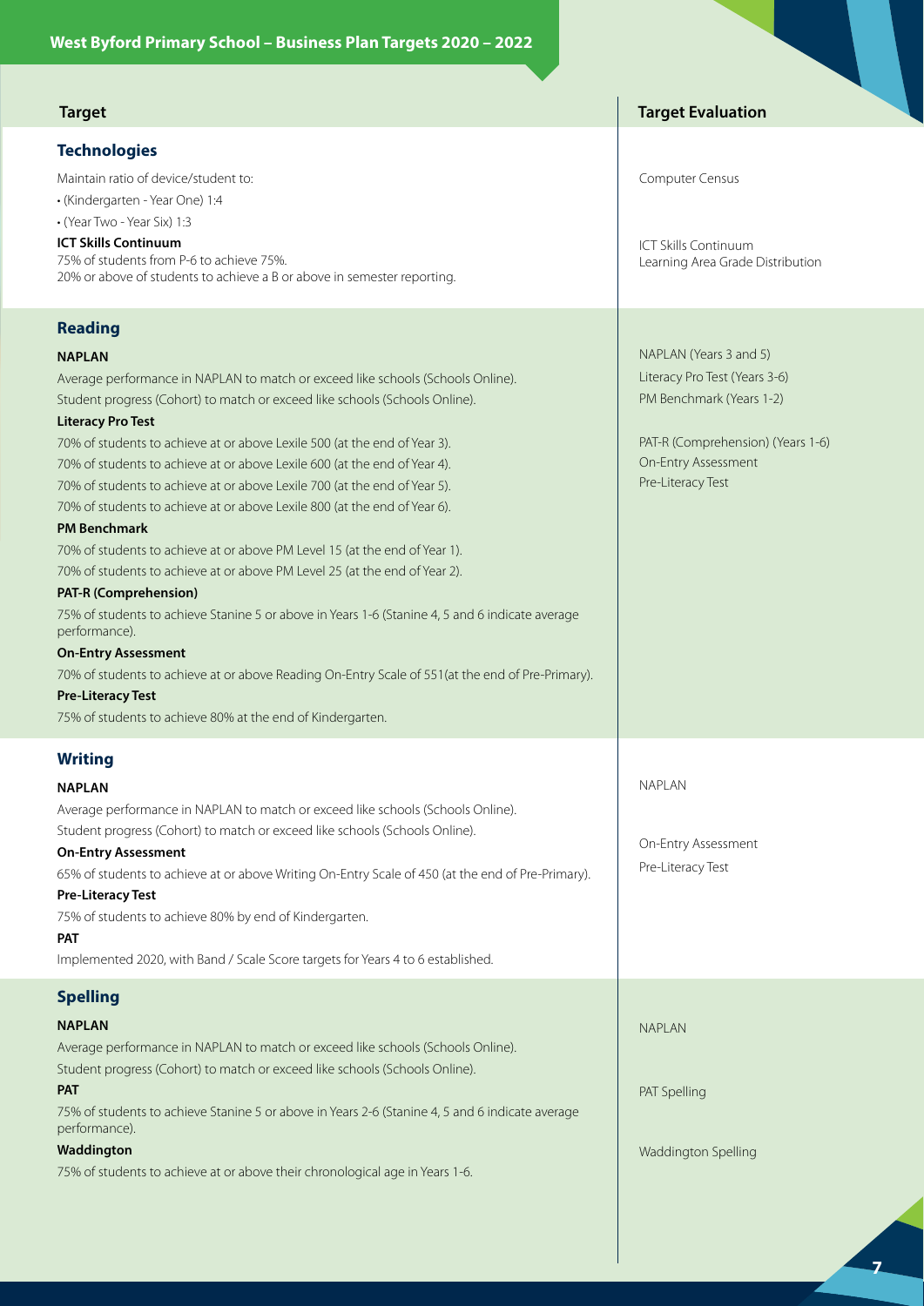# West Byford Primary School – Business Plan Targets 2020 – 2022

| Target | Target Evaluation |
|---|---|
| **Technologies** | |
| Maintain ratio of device/student to:<br>• (Kindergarten - Year One) 1:4<br>• (Year Two - Year Six) 1:3 | Computer Census |
| **ICT Skills Continuum**<br>75% of students from P-6 to achieve 75%.<br>20% or above of students to achieve a B or above in semester reporting. | ICT Skills Continuum<br>Learning Area Grade Distribution |
| **Reading** | |
| **NAPLAN**<br>Average performance in NAPLAN to match or exceed like schools (Schools Online).<br>Student progress (Cohort) to match or exceed like schools (Schools Online).<br>**Literacy Pro Test**<br>70% of students to achieve at or above Lexile 500 (at the end of Year 3).<br>70% of students to achieve at or above Lexile 600 (at the end of Year 4).<br>70% of students to achieve at or above Lexile 700 (at the end of Year 5).<br>70% of students to achieve at or above Lexile 800 (at the end of Year 6).<br>**PM Benchmark**<br>70% of students to achieve at or above PM Level 15 (at the end of Year 1).<br>70% of students to achieve at or above PM Level 25 (at the end of Year 2).<br>**PAT-R (Comprehension)**<br>75% of students to achieve Stanine 5 or above in Years 1-6 (Stanine 4, 5 and 6 indicate average performance).<br>**On-Entry Assessment**<br>70% of students to achieve at or above Reading On-Entry Scale of 551(at the end of Pre-Primary).<br>**Pre-Literacy Test**<br>75% of students to achieve 80% at the end of Kindergarten. | NAPLAN (Years 3 and 5)<br>Literacy Pro Test (Years 3-6)<br>PM Benchmark (Years 1-2)<br>PAT-R (Comprehension) (Years 1-6)<br>On-Entry Assessment<br>Pre-Literacy Test |
| **Writing** | |
| **NAPLAN**<br>Average performance in NAPLAN to match or exceed like schools (Schools Online).<br>Student progress (Cohort) to match or exceed like schools (Schools Online). | NAPLAN |
| **On-Entry Assessment**<br>65% of students to achieve at or above Writing On-Entry Scale of 450 (at the end of Pre-Primary).<br>**Pre-Literacy Test**<br>75% of students to achieve 80% by end of Kindergarten.<br>**PAT**<br>Implemented 2020, with Band / Scale Score targets for Years 4 to 6 established. | On-Entry Assessment<br>Pre-Literacy Test |
| **Spelling** | |
| **NAPLAN**<br>Average performance in NAPLAN to match or exceed like schools (Schools Online).<br>Student progress (Cohort) to match or exceed like schools (Schools Online). | NAPLAN |
| **PAT**<br>75% of students to achieve Stanine 5 or above in Years 2-6 (Stanine 4, 5 and 6 indicate average performance). | PAT Spelling |
| **Waddington**<br>75% of students to achieve at or above their chronological age in Years 1-6. | Waddington Spelling |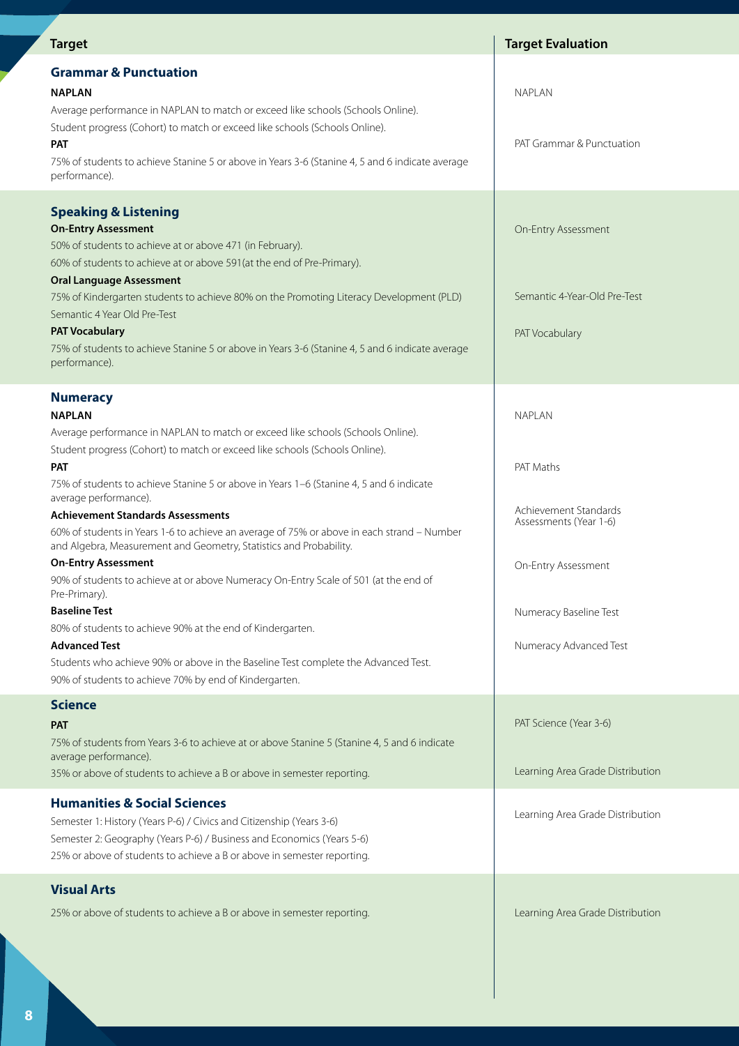| Target | Target Evaluation |
|---|---|
| **Grammar & Punctuation** | |
| **NAPLAN**<br>Average performance in NAPLAN to match or exceed like schools (Schools Online).<br>Student progress (Cohort) to match or exceed like schools (Schools Online). | NAPLAN |
| **PAT**<br>75% of students to achieve Stanine 5 or above in Years 3-6 (Stanine 4, 5 and 6 indicate average performance). | PAT Grammar & Punctuation |
| **Speaking & Listening** | |
| **On-Entry Assessment**<br>50% of students to achieve at or above 471 (in February).<br>60% of students to achieve at or above 591(at the end of Pre-Primary). | On-Entry Assessment |
| **Oral Language Assessment**<br>75% of Kindergarten students to achieve 80% on the Promoting Literacy Development (PLD) Semantic 4 Year Old Pre-Test | Semantic 4-Year-Old Pre-Test |
| **PAT Vocabulary**<br>75% of students to achieve Stanine 5 or above in Years 3-6 (Stanine 4, 5 and 6 indicate average performance). | PAT Vocabulary |
| **Numeracy** | |
| **NAPLAN**<br>Average performance in NAPLAN to match or exceed like schools (Schools Online).<br>Student progress (Cohort) to match or exceed like schools (Schools Online). | NAPLAN |
| **PAT**<br>75% of students to achieve Stanine 5 or above in Years 1–6 (Stanine 4, 5 and 6 indicate average performance). | PAT Maths |
| **Achievement Standards Assessments**<br>60% of students in Years 1-6 to achieve an average of 75% or above in each strand – Number and Algebra, Measurement and Geometry, Statistics and Probability. | Achievement Standards Assessments (Year 1-6) |
| **On-Entry Assessment**<br>90% of students to achieve at or above Numeracy On-Entry Scale of 501 (at the end of Pre-Primary). | On-Entry Assessment |
| **Baseline Test**<br>80% of students to achieve 90% at the end of Kindergarten. | Numeracy Baseline Test |
| **Advanced Test**<br>Students who achieve 90% or above in the Baseline Test complete the Advanced Test.<br>90% of students to achieve 70% by end of Kindergarten. | Numeracy Advanced Test |
| **Science** | |
| **PAT**<br>75% of students from Years 3-6 to achieve at or above Stanine 5 (Stanine 4, 5 and 6 indicate average performance). | PAT Science (Year 3-6) |
| 35% or above of students to achieve a B or above in semester reporting. | Learning Area Grade Distribution |
| **Humanities & Social Sciences**<br>Semester 1: History (Years P-6) / Civics and Citizenship (Years 3-6)<br>Semester 2: Geography (Years P-6) / Business and Economics (Years 5-6)<br>25% or above of students to achieve a B or above in semester reporting. | Learning Area Grade Distribution |
| **Visual Arts**<br>25% or above of students to achieve a B or above in semester reporting. | Learning Area Grade Distribution |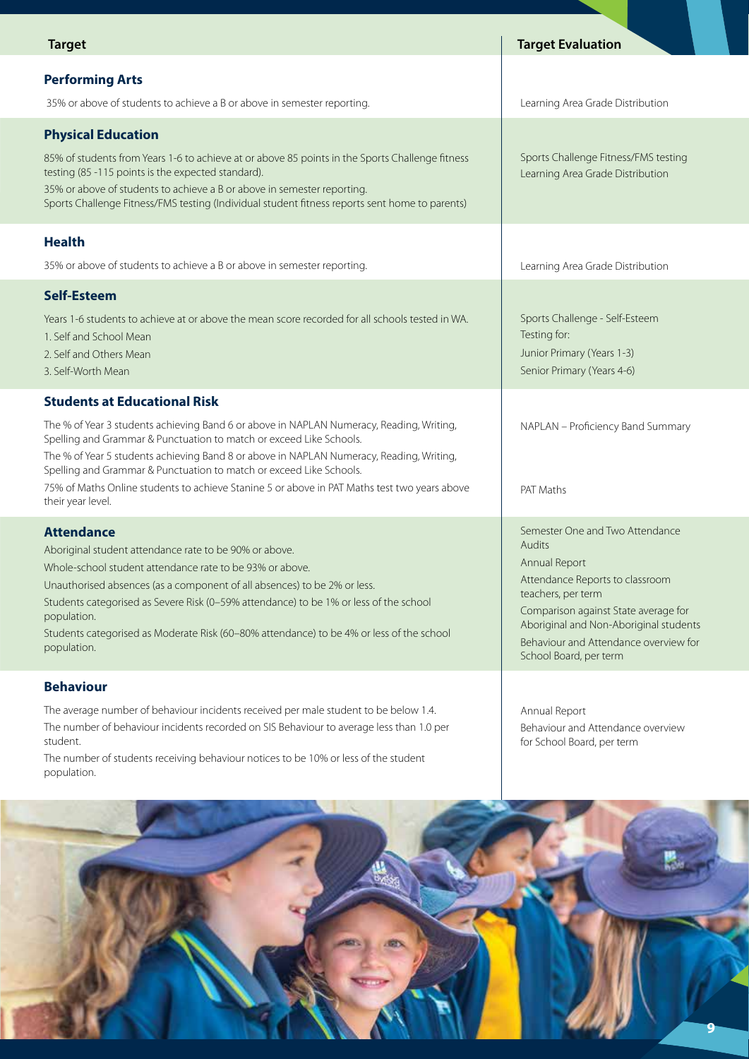| Target | Target Evaluation |
| --- | --- |
| **Performing Arts**<br>35% or above of students to achieve a B or above in semester reporting. | Learning Area Grade Distribution |
| **Physical Education**<br>85% of students from Years 1-6 to achieve at or above 85 points in the Sports Challenge fitness testing (85 -115 points is the expected standard).<br>35% or above of students to achieve a B or above in semester reporting.<br>Sports Challenge Fitness/FMS testing (Individual student fitness reports sent home to parents) | Sports Challenge Fitness/FMS testing<br>Learning Area Grade Distribution |
| **Health**<br>35% or above of students to achieve a B or above in semester reporting. | Learning Area Grade Distribution |
| **Self-Esteem**<br>Years 1-6 students to achieve at or above the mean score recorded for all schools tested in WA.<br>1. Self and School Mean<br>2. Self and Others Mean<br>3. Self-Worth Mean | Sports Challenge - Self-Esteem<br>Testing for:<br>Junior Primary (Years 1-3)<br>Senior Primary (Years 4-6) |
| **Students at Educational Risk**<br>The % of Year 3 students achieving Band 6 or above in NAPLAN Numeracy, Reading, Writing, Spelling and Grammar & Punctuation to match or exceed Like Schools.<br>The % of Year 5 students achieving Band 8 or above in NAPLAN Numeracy, Reading, Writing, Spelling and Grammar & Punctuation to match or exceed Like Schools.<br>75% of Maths Online students to achieve Stanine 5 or above in PAT Maths test two years above their year level. | NAPLAN – Proficiency Band Summary<br>PAT Maths |
| **Attendance**<br>Aboriginal student attendance rate to be 90% or above.<br>Whole-school student attendance rate to be 93% or above.<br>Unauthorised absences (as a component of all absences) to be 2% or less.<br>Students categorised as Severe Risk (0–59% attendance) to be 1% or less of the school population.<br>Students categorised as Moderate Risk (60–80% attendance) to be 4% or less of the school population. | Semester One and Two Attendance Audits<br>Annual Report<br>Attendance Reports to classroom teachers, per term<br>Comparison against State average for Aboriginal and Non-Aboriginal students<br>Behaviour and Attendance overview for School Board, per term |
| **Behaviour**<br>The average number of behaviour incidents received per male student to be below 1.4.<br>The number of behaviour incidents recorded on SIS Behaviour to average less than 1.0 per student.<br>The number of students receiving behaviour notices to be 10% or less of the student population. | Annual Report<br>Behaviour and Attendance overview for School Board, per term |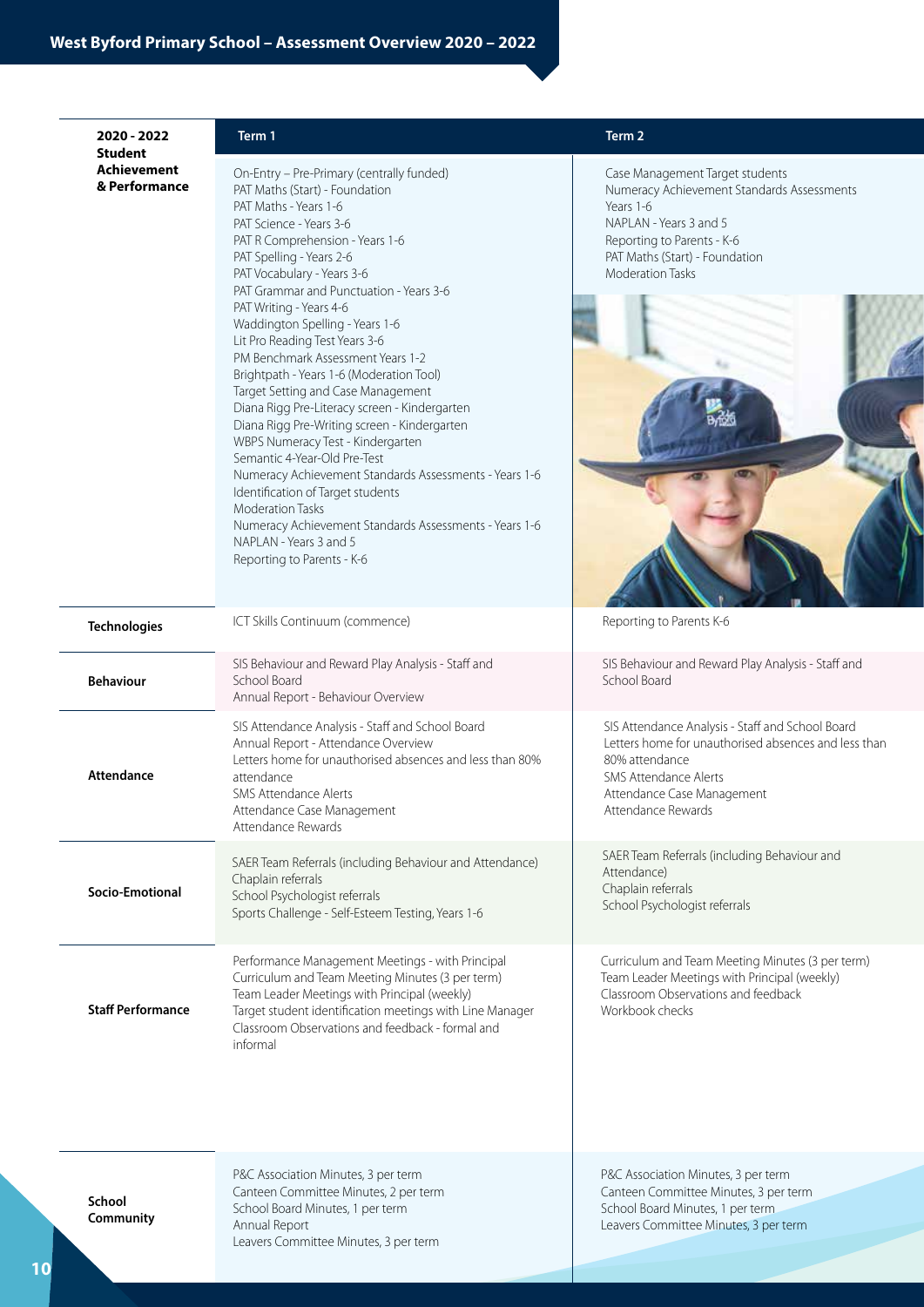## West Byford Primary School – Assessment Overview 2020 – 2022

| 2020 - 2022 Student Achievement & Performance | Term 1 | Term 2 |
|---|---|---|
| | On-Entry – Pre-Primary (centrally funded)<br>PAT Maths (Start) - Foundation<br>PAT Maths - Years 1-6<br>PAT Science - Years 3-6<br>PAT R Comprehension - Years 1-6<br>PAT Spelling - Years 2-6<br>PAT Vocabulary - Years 3-6<br>PAT Grammar and Punctuation - Years 3-6<br>PAT Writing - Years 4-6<br>Waddington Spelling - Years 1-6<br>Lit Pro Reading Test Years 3-6<br>PM Benchmark Assessment Years 1-2<br>Brightpath - Years 1-6 (Moderation Tool)<br>Target Setting and Case Management<br>Diana Rigg Pre-Literacy screen - Kindergarten<br>Diana Rigg Pre-Writing screen - Kindergarten<br>WBPS Numeracy Test - Kindergarten<br>Semantic 4-Year-Old Pre-Test<br>Numeracy Achievement Standards Assessments - Years 1-6<br>Identification of Target students<br>Moderation Tasks<br>Numeracy Achievement Standards Assessments - Years 1-6<br>NAPLAN - Years 3 and 5<br>Reporting to Parents - K-6 | Case Management Target students<br>Numeracy Achievement Standards Assessments Years 1-6<br>NAPLAN - Years 3 and 5<br>Reporting to Parents - K-6<br>PAT Maths (Start) - Foundation<br>Moderation Tasks |
| **Technologies** | ICT Skills Continuum (commence) | Reporting to Parents K-6 |
| **Behaviour** | SIS Behaviour and Reward Play Analysis - Staff and School Board<br>Annual Report - Behaviour Overview | SIS Behaviour and Reward Play Analysis - Staff and School Board |
| **Attendance** | SIS Attendance Analysis - Staff and School Board<br>Annual Report - Attendance Overview<br>Letters home for unauthorised absences and less than 80% attendance<br>SMS Attendance Alerts<br>Attendance Case Management<br>Attendance Rewards | SIS Attendance Analysis - Staff and School Board<br>Letters home for unauthorised absences and less than 80% attendance<br>SMS Attendance Alerts<br>Attendance Case Management<br>Attendance Rewards |
| **Socio-Emotional** | SAER Team Referrals (including Behaviour and Attendance)<br>Chaplain referrals<br>School Psychologist referrals<br>Sports Challenge - Self-Esteem Testing, Years 1-6 | SAER Team Referrals (including Behaviour and Attendance)<br>Chaplain referrals<br>School Psychologist referrals |
| **Staff Performance** | Performance Management Meetings - with Principal<br>Curriculum and Team Meeting Minutes (3 per term)<br>Team Leader Meetings with Principal (weekly)<br>Target student identification meetings with Line Manager<br>Classroom Observations and feedback - formal and informal | Curriculum and Team Meeting Minutes (3 per term)<br>Team Leader Meetings with Principal (weekly)<br>Classroom Observations and feedback<br>Workbook checks |
| **School Community** | P&C Association Minutes, 3 per term<br>Canteen Committee Minutes, 2 per term<br>School Board Minutes, 1 per term<br>Annual Report<br>Leavers Committee Minutes, 3 per term | P&C Association Minutes, 3 per term<br>Canteen Committee Minutes, 3 per term<br>School Board Minutes, 1 per term<br>Leavers Committee Minutes, 3 per term |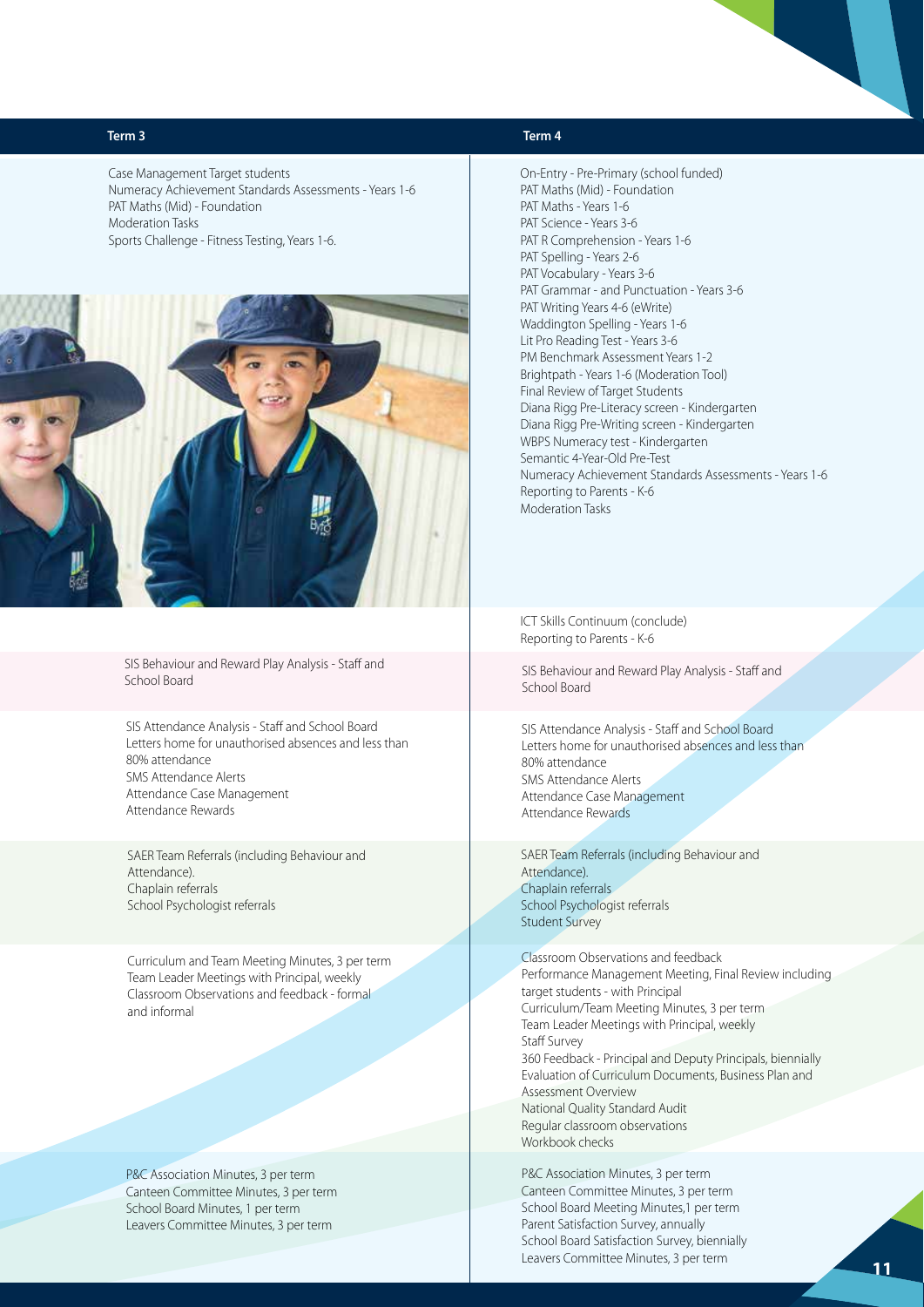| Term 3 | Term 4 |
|---|---|
| Case Management Target students<br>Numeracy Achievement Standards Assessments - Years 1-6<br>PAT Maths (Mid) - Foundation<br>Moderation Tasks<br>Sports Challenge - Fitness Testing, Years 1-6. | On-Entry - Pre-Primary (school funded)<br>PAT Maths (Mid) - Foundation<br>PAT Maths - Years 1-6<br>PAT Science - Years 3-6<br>PAT R Comprehension - Years 1-6<br>PAT Spelling - Years 2-6<br>PAT Vocabulary - Years 3-6<br>PAT Grammar - and Punctuation - Years 3-6<br>PAT Writing Years 4-6 (eWrite)<br>Waddington Spelling - Years 1-6<br>Lit Pro Reading Test - Years 3-6<br>PM Benchmark Assessment Years 1-2<br>Brightpath - Years 1-6 (Moderation Tool)<br>Final Review of Target Students<br>Diana Rigg Pre-Literacy screen - Kindergarten<br>Diana Rigg Pre-Writing screen - Kindergarten<br>WBPS Numeracy test - Kindergarten<br>Semantic 4-Year-Old Pre-Test<br>Numeracy Achievement Standards Assessments - Years 1-6<br>Reporting to Parents - K-6<br>Moderation Tasks |
| | ICT Skills Continuum (conclude)<br>Reporting to Parents - K-6 |
| SIS Behaviour and Reward Play Analysis - Staff and School Board | SIS Behaviour and Reward Play Analysis - Staff and School Board |
| SIS Attendance Analysis - Staff and School Board<br>Letters home for unauthorised absences and less than 80% attendance<br>SMS Attendance Alerts<br>Attendance Case Management<br>Attendance Rewards | SIS Attendance Analysis - Staff and School Board<br>Letters home for unauthorised absences and less than 80% attendance<br>SMS Attendance Alerts<br>Attendance Case Management<br>Attendance Rewards |
| SAER Team Referrals (including Behaviour and Attendance).<br>Chaplain referrals<br>School Psychologist referrals | SAER Team Referrals (including Behaviour and Attendance).<br>Chaplain referrals<br>School Psychologist referrals<br>Student Survey |
| Curriculum and Team Meeting Minutes, 3 per term<br>Team Leader Meetings with Principal, weekly<br>Classroom Observations and feedback - formal and informal | Classroom Observations and feedback<br>Performance Management Meeting, Final Review including target students - with Principal<br>Curriculum/Team Meeting Minutes, 3 per term<br>Team Leader Meetings with Principal, weekly<br>Staff Survey<br>360 Feedback - Principal and Deputy Principals, biennially<br>Evaluation of Curriculum Documents, Business Plan and Assessment Overview<br>National Quality Standard Audit<br>Regular classroom observations<br>Workbook checks |
| P&C Association Minutes, 3 per term<br>Canteen Committee Minutes, 3 per term<br>School Board Minutes, 1 per term<br>Leavers Committee Minutes, 3 per term | P&C Association Minutes, 3 per term<br>Canteen Committee Minutes, 3 per term<br>School Board Meeting Minutes,1 per term<br>Parent Satisfaction Survey, annually<br>School Board Satisfaction Survey, biennially<br>Leavers Committee Minutes, 3 per term |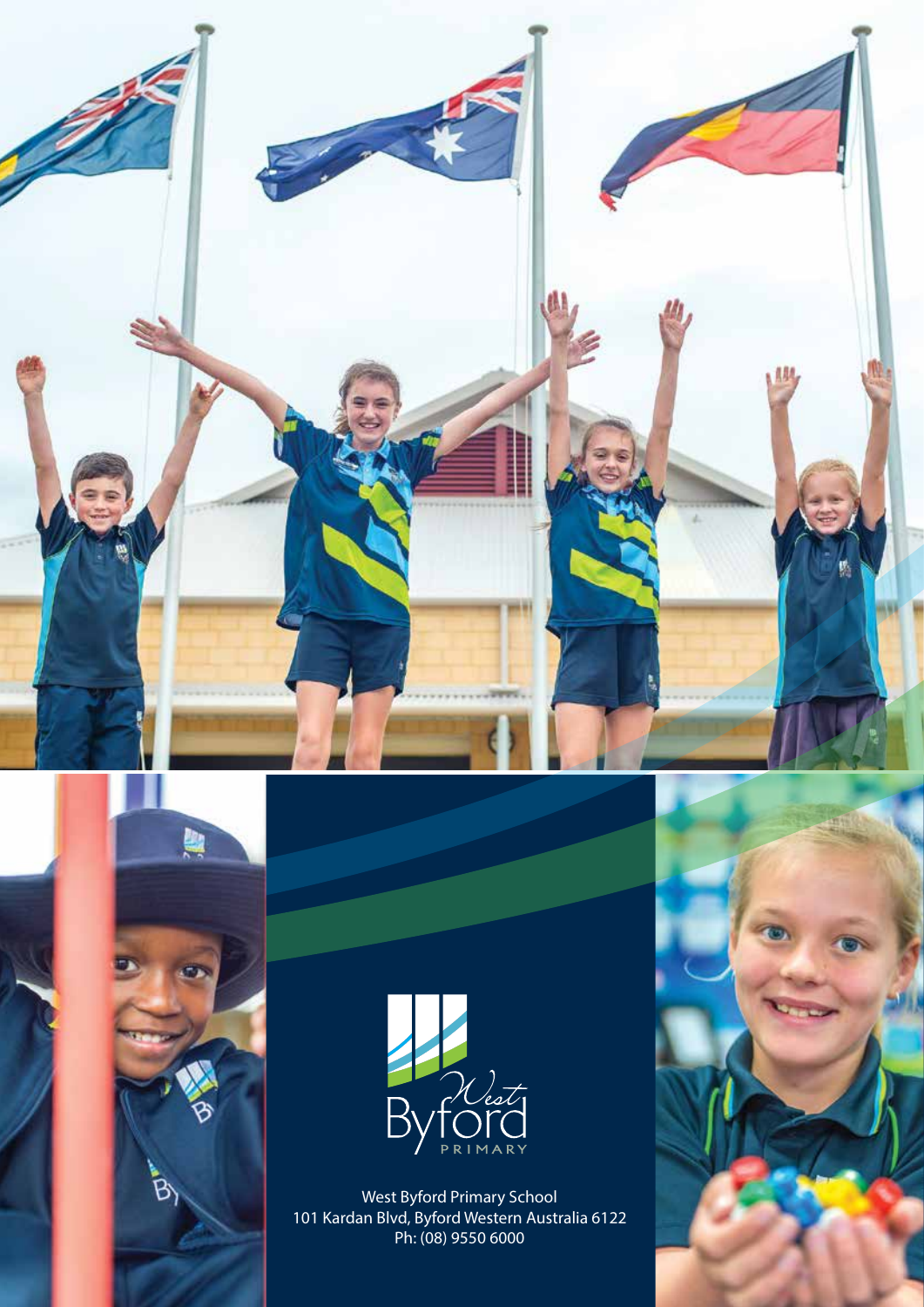West Byford PRIMARY

West Byford Primary School
101 Kardan Blvd, Byford Western Australia 6122
Ph: (08) 9550 6000